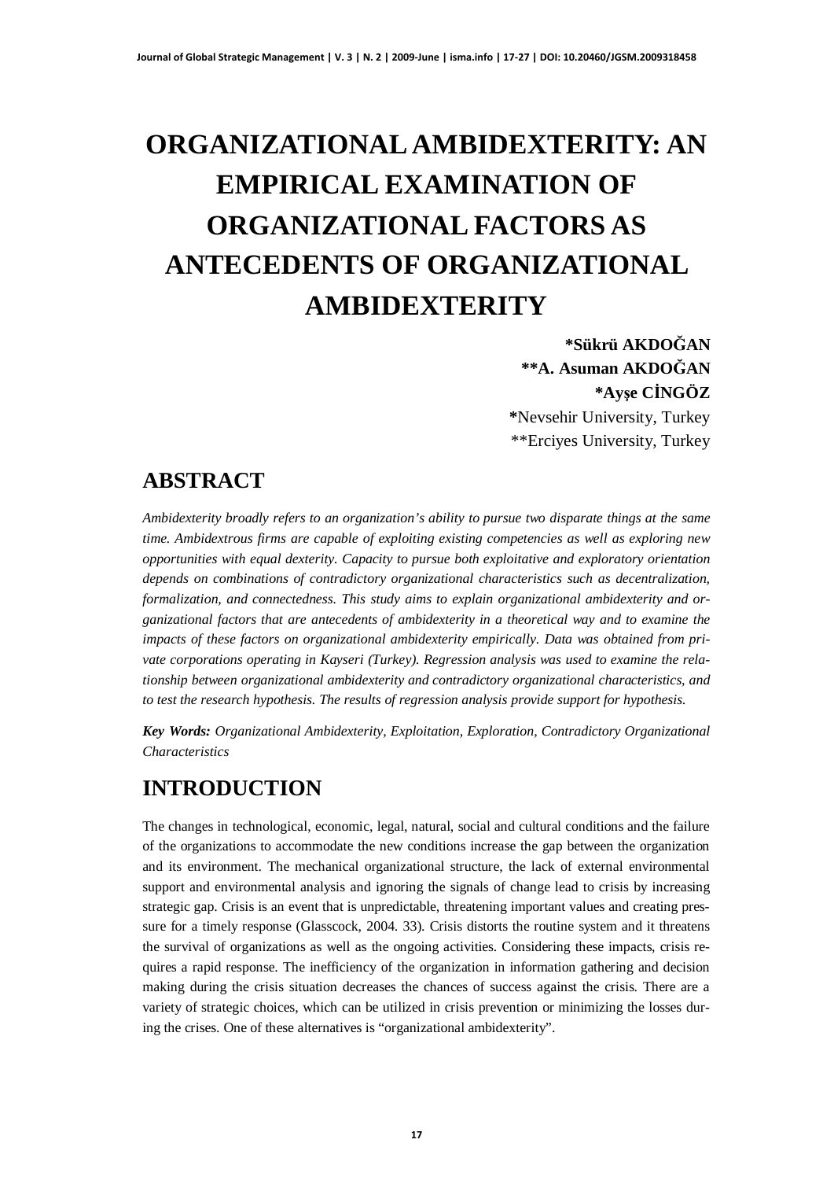# ORGANIZATIONAL AMBIDEXTERITY: AN EMPIRICAL EXAMINATION OF ORGANIZATIONAL FACTORS AS ANTECEDENTS OF ORGANIZATIONAL AMBIDEXTERITY

**\*Sükrü AKDOĞAN**
**\*\*A. Asuman AKDOĞAN**
**\*Ayşe CİNGÖZ**
**\***Nevsehir University, Turkey
\*\*Erciyes University, Turkey

## ABSTRACT

*Ambidexterity broadly refers to an organization's ability to pursue two disparate things at the same time. Ambidextrous firms are capable of exploiting existing competencies as well as exploring new opportunities with equal dexterity. Capacity to pursue both exploitative and exploratory orientation depends on combinations of contradictory organizational characteristics such as decentralization, formalization, and connectedness. This study aims to explain organizational ambidexterity and organizational factors that are antecedents of ambidexterity in a theoretical way and to examine the impacts of these factors on organizational ambidexterity empirically. Data was obtained from private corporations operating in Kayseri (Turkey). Regression analysis was used to examine the relationship between organizational ambidexterity and contradictory organizational characteristics, and to test the research hypothesis. The results of regression analysis provide support for hypothesis.*

***Key Words:*** *Organizational Ambidexterity, Exploitation, Exploration, Contradictory Organizational Characteristics*

## INTRODUCTION

The changes in technological, economic, legal, natural, social and cultural conditions and the failure of the organizations to accommodate the new conditions increase the gap between the organization and its environment. The mechanical organizational structure, the lack of external environmental support and environmental analysis and ignoring the signals of change lead to crisis by increasing strategic gap. Crisis is an event that is unpredictable, threatening important values and creating pressure for a timely response (Glasscock, 2004. 33). Crisis distorts the routine system and it threatens the survival of organizations as well as the ongoing activities. Considering these impacts, crisis requires a rapid response. The inefficiency of the organization in information gathering and decision making during the crisis situation decreases the chances of success against the crisis. There are a variety of strategic choices, which can be utilized in crisis prevention or minimizing the losses during the crises. One of these alternatives is "organizational ambidexterity".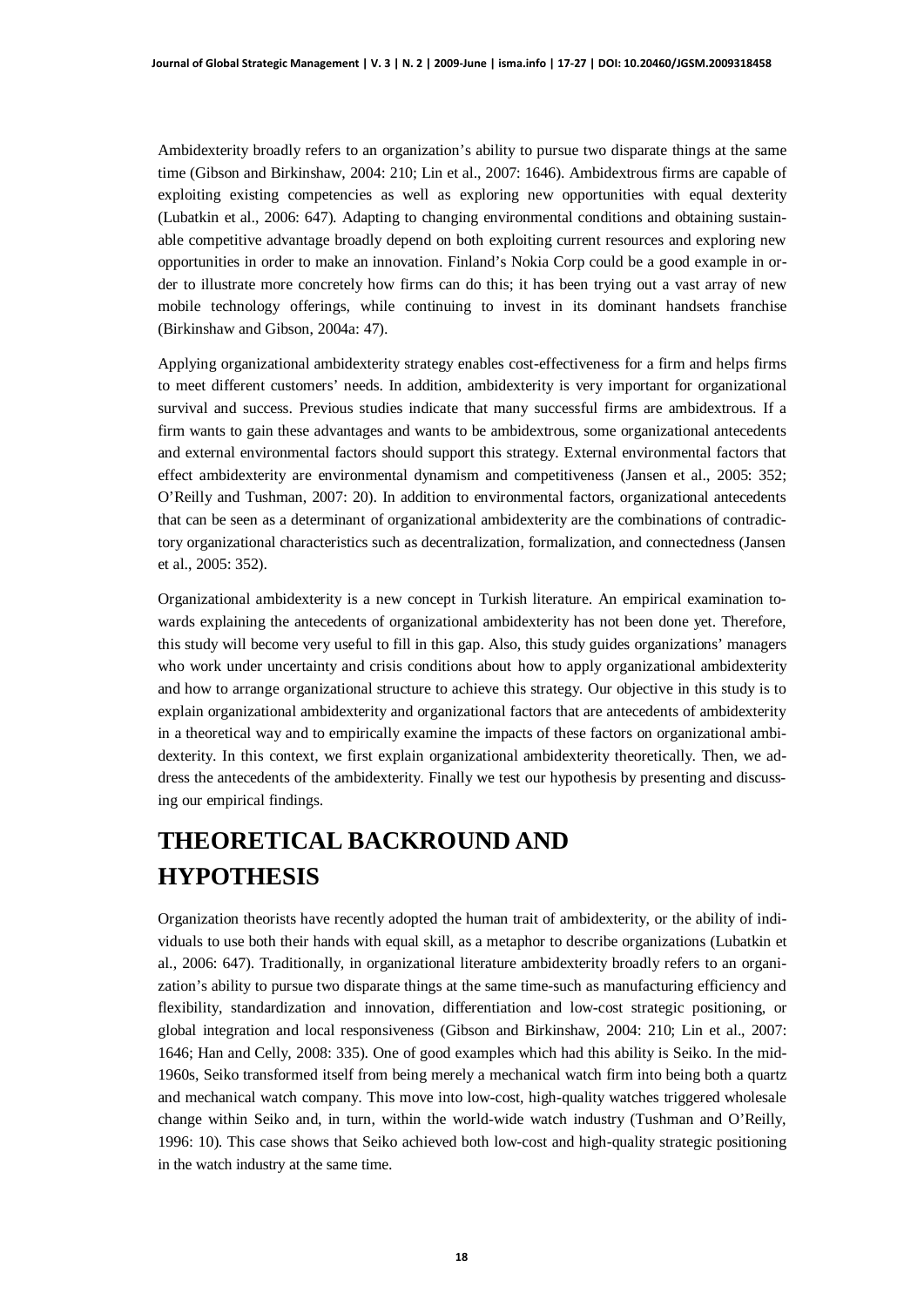Ambidexterity broadly refers to an organization's ability to pursue two disparate things at the same time (Gibson and Birkinshaw, 2004: 210; Lin et al., 2007: 1646). Ambidextrous firms are capable of exploiting existing competencies as well as exploring new opportunities with equal dexterity (Lubatkin et al., 2006: 647). Adapting to changing environmental conditions and obtaining sustainable competitive advantage broadly depend on both exploiting current resources and exploring new opportunities in order to make an innovation. Finland's Nokia Corp could be a good example in order to illustrate more concretely how firms can do this; it has been trying out a vast array of new mobile technology offerings, while continuing to invest in its dominant handsets franchise (Birkinshaw and Gibson, 2004a: 47).

Applying organizational ambidexterity strategy enables cost-effectiveness for a firm and helps firms to meet different customers' needs. In addition, ambidexterity is very important for organizational survival and success. Previous studies indicate that many successful firms are ambidextrous. If a firm wants to gain these advantages and wants to be ambidextrous, some organizational antecedents and external environmental factors should support this strategy. External environmental factors that effect ambidexterity are environmental dynamism and competitiveness (Jansen et al., 2005: 352; O'Reilly and Tushman, 2007: 20). In addition to environmental factors, organizational antecedents that can be seen as a determinant of organizational ambidexterity are the combinations of contradictory organizational characteristics such as decentralization, formalization, and connectedness (Jansen et al., 2005: 352).

Organizational ambidexterity is a new concept in Turkish literature. An empirical examination towards explaining the antecedents of organizational ambidexterity has not been done yet. Therefore, this study will become very useful to fill in this gap. Also, this study guides organizations' managers who work under uncertainty and crisis conditions about how to apply organizational ambidexterity and how to arrange organizational structure to achieve this strategy. Our objective in this study is to explain organizational ambidexterity and organizational factors that are antecedents of ambidexterity in a theoretical way and to empirically examine the impacts of these factors on organizational ambidexterity. In this context, we first explain organizational ambidexterity theoretically. Then, we address the antecedents of the ambidexterity. Finally we test our hypothesis by presenting and discussing our empirical findings.

# THEORETICAL BACKROUND AND HYPOTHESIS

Organization theorists have recently adopted the human trait of ambidexterity, or the ability of individuals to use both their hands with equal skill, as a metaphor to describe organizations (Lubatkin et al., 2006: 647). Traditionally, in organizational literature ambidexterity broadly refers to an organization's ability to pursue two disparate things at the same time-such as manufacturing efficiency and flexibility, standardization and innovation, differentiation and low-cost strategic positioning, or global integration and local responsiveness (Gibson and Birkinshaw, 2004: 210; Lin et al., 2007: 1646; Han and Celly, 2008: 335). One of good examples which had this ability is Seiko. In the mid-1960s, Seiko transformed itself from being merely a mechanical watch firm into being both a quartz and mechanical watch company. This move into low-cost, high-quality watches triggered wholesale change within Seiko and, in turn, within the world-wide watch industry (Tushman and O'Reilly, 1996: 10). This case shows that Seiko achieved both low-cost and high-quality strategic positioning in the watch industry at the same time.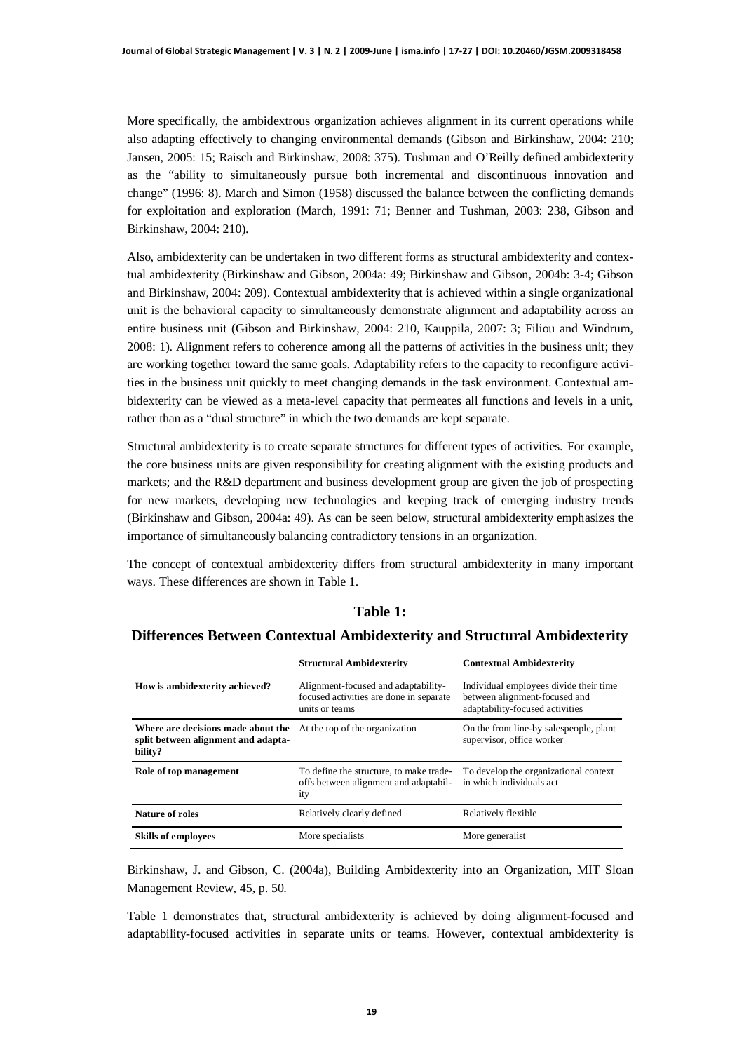More specifically, the ambidextrous organization achieves alignment in its current operations while also adapting effectively to changing environmental demands (Gibson and Birkinshaw, 2004: 210; Jansen, 2005: 15; Raisch and Birkinshaw, 2008: 375). Tushman and O'Reilly defined ambidexterity as the "ability to simultaneously pursue both incremental and discontinuous innovation and change" (1996: 8). March and Simon (1958) discussed the balance between the conflicting demands for exploitation and exploration (March, 1991: 71; Benner and Tushman, 2003: 238, Gibson and Birkinshaw, 2004: 210).

Also, ambidexterity can be undertaken in two different forms as structural ambidexterity and contextual ambidexterity (Birkinshaw and Gibson, 2004a: 49; Birkinshaw and Gibson, 2004b: 3-4; Gibson and Birkinshaw, 2004: 209). Contextual ambidexterity that is achieved within a single organizational unit is the behavioral capacity to simultaneously demonstrate alignment and adaptability across an entire business unit (Gibson and Birkinshaw, 2004: 210, Kauppila, 2007: 3; Filiou and Windrum, 2008: 1). Alignment refers to coherence among all the patterns of activities in the business unit; they are working together toward the same goals. Adaptability refers to the capacity to reconfigure activities in the business unit quickly to meet changing demands in the task environment. Contextual ambidexterity can be viewed as a meta-level capacity that permeates all functions and levels in a unit, rather than as a "dual structure" in which the two demands are kept separate.

Structural ambidexterity is to create separate structures for different types of activities. For example, the core business units are given responsibility for creating alignment with the existing products and markets; and the R&D department and business development group are given the job of prospecting for new markets, developing new technologies and keeping track of emerging industry trends (Birkinshaw and Gibson, 2004a: 49). As can be seen below, structural ambidexterity emphasizes the importance of simultaneously balancing contradictory tensions in an organization.

The concept of contextual ambidexterity differs from structural ambidexterity in many important ways. These differences are shown in Table 1.

**Table 1:**

**Differences Between Contextual Ambidexterity and Structural Ambidexterity**

| | **Structural Ambidexterity** | **Contextual Ambidexterity** |
|---|---|---|
| **How is ambidexterity achieved?** | Alignment-focused and adaptability-focused activities are done in separate units or teams | Individual employees divide their time between alignment-focused and adaptability-focused activities |
| **Where are decisions made about the split between alignment and adaptability?** | At the top of the organization | On the front line-by salespeople, plant supervisor, office worker |
| **Role of top management** | To define the structure, to make trade-offs between alignment and adaptability | To develop the organizational context in which individuals act |
| **Nature of roles** | Relatively clearly defined | Relatively flexible |
| **Skills of employees** | More specialists | More generalist |

Birkinshaw, J. and Gibson, C. (2004a), Building Ambidexterity into an Organization, MIT Sloan Management Review, 45, p. 50.

Table 1 demonstrates that, structural ambidexterity is achieved by doing alignment-focused and adaptability-focused activities in separate units or teams. However, contextual ambidexterity is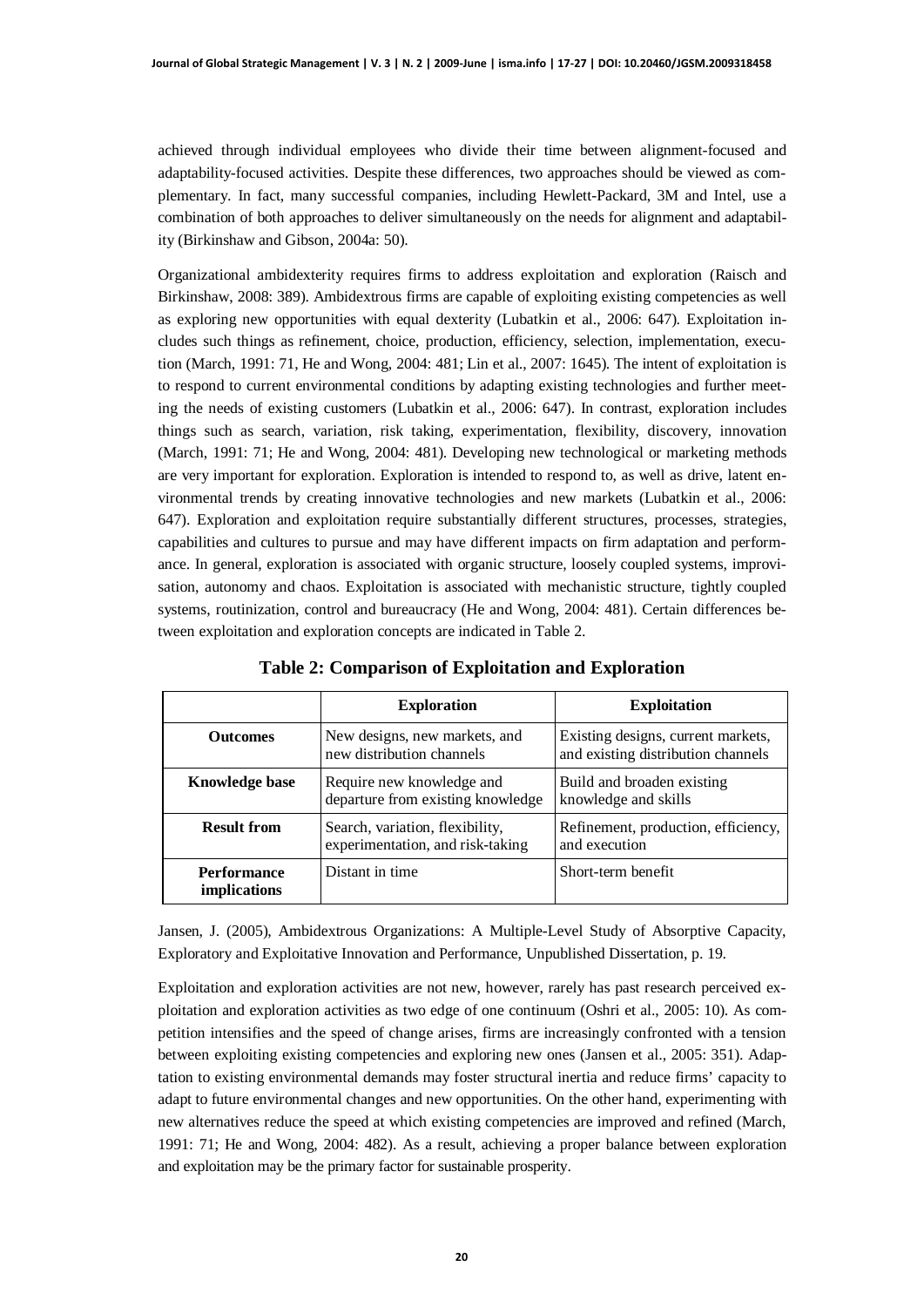achieved through individual employees who divide their time between alignment-focused and adaptability-focused activities. Despite these differences, two approaches should be viewed as complementary. In fact, many successful companies, including Hewlett-Packard, 3M and Intel, use a combination of both approaches to deliver simultaneously on the needs for alignment and adaptability (Birkinshaw and Gibson, 2004a: 50).

Organizational ambidexterity requires firms to address exploitation and exploration (Raisch and Birkinshaw, 2008: 389). Ambidextrous firms are capable of exploiting existing competencies as well as exploring new opportunities with equal dexterity (Lubatkin et al., 2006: 647). Exploitation includes such things as refinement, choice, production, efficiency, selection, implementation, execution (March, 1991: 71, He and Wong, 2004: 481; Lin et al., 2007: 1645). The intent of exploitation is to respond to current environmental conditions by adapting existing technologies and further meeting the needs of existing customers (Lubatkin et al., 2006: 647). In contrast, exploration includes things such as search, variation, risk taking, experimentation, flexibility, discovery, innovation (March, 1991: 71; He and Wong, 2004: 481). Developing new technological or marketing methods are very important for exploration. Exploration is intended to respond to, as well as drive, latent environmental trends by creating innovative technologies and new markets (Lubatkin et al., 2006: 647). Exploration and exploitation require substantially different structures, processes, strategies, capabilities and cultures to pursue and may have different impacts on firm adaptation and performance. In general, exploration is associated with organic structure, loosely coupled systems, improvisation, autonomy and chaos. Exploitation is associated with mechanistic structure, tightly coupled systems, routinization, control and bureaucracy (He and Wong, 2004: 481). Certain differences between exploitation and exploration concepts are indicated in Table 2.

**Table 2: Comparison of Exploitation and Exploration**

| | **Exploration** | **Exploitation** |
|---|---|---|
| **Outcomes** | New designs, new markets, and new distribution channels | Existing designs, current markets, and existing distribution channels |
| **Knowledge base** | Require new knowledge and departure from existing knowledge | Build and broaden existing knowledge and skills |
| **Result from** | Search, variation, flexibility, experimentation, and risk-taking | Refinement, production, efficiency, and execution |
| **Performance implications** | Distant in time | Short-term benefit |

Jansen, J. (2005), Ambidextrous Organizations: A Multiple-Level Study of Absorptive Capacity, Exploratory and Exploitative Innovation and Performance, Unpublished Dissertation, p. 19.

Exploitation and exploration activities are not new, however, rarely has past research perceived exploitation and exploration activities as two edge of one continuum (Oshri et al., 2005: 10). As competition intensifies and the speed of change arises, firms are increasingly confronted with a tension between exploiting existing competencies and exploring new ones (Jansen et al., 2005: 351). Adaptation to existing environmental demands may foster structural inertia and reduce firms' capacity to adapt to future environmental changes and new opportunities. On the other hand, experimenting with new alternatives reduce the speed at which existing competencies are improved and refined (March, 1991: 71; He and Wong, 2004: 482). As a result, achieving a proper balance between exploration and exploitation may be the primary factor for sustainable prosperity.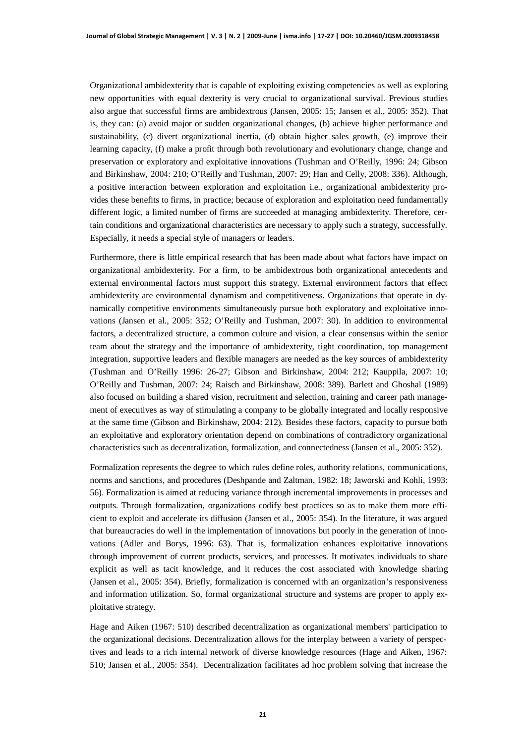Organizational ambidexterity that is capable of exploiting existing competencies as well as exploring new opportunities with equal dexterity is very crucial to organizational survival. Previous studies also argue that successful firms are ambidextrous (Jansen, 2005: 15; Jansen et al., 2005: 352). That is, they can: (a) avoid major or sudden organizational changes, (b) achieve higher performance and sustainability, (c) divert organizational inertia, (d) obtain higher sales growth, (e) improve their learning capacity, (f) make a profit through both revolutionary and evolutionary change, change and preservation or exploratory and exploitative innovations (Tushman and O'Reilly, 1996: 24; Gibson and Birkinshaw, 2004: 210; O'Reilly and Tushman, 2007: 29; Han and Celly, 2008: 336). Although, a positive interaction between exploration and exploitation i.e., organizational ambidexterity provides these benefits to firms, in practice; because of exploration and exploitation need fundamentally different logic, a limited number of firms are succeeded at managing ambidexterity. Therefore, certain conditions and organizational characteristics are necessary to apply such a strategy, successfully. Especially, it needs a special style of managers or leaders.

Furthermore, there is little empirical research that has been made about what factors have impact on organizational ambidexterity. For a firm, to be ambidextrous both organizational antecedents and external environmental factors must support this strategy. External environment factors that effect ambidexterity are environmental dynamism and competitiveness. Organizations that operate in dynamically competitive environments simultaneously pursue both exploratory and exploitative innovations (Jansen et al., 2005: 352; O'Reilly and Tushman, 2007: 30). In addition to environmental factors, a decentralized structure, a common culture and vision, a clear consensus within the senior team about the strategy and the importance of ambidexterity, tight coordination, top management integration, supportive leaders and flexible managers are needed as the key sources of ambidexterity (Tushman and O'Reilly 1996: 26-27; Gibson and Birkinshaw, 2004: 212; Kauppila, 2007: 10; O'Reilly and Tushman, 2007: 24; Raisch and Birkinshaw, 2008: 389). Barlett and Ghoshal (1989) also focused on building a shared vision, recruitment and selection, training and career path management of executives as way of stimulating a company to be globally integrated and locally responsive at the same time (Gibson and Birkinshaw, 2004: 212). Besides these factors, capacity to pursue both an exploitative and exploratory orientation depend on combinations of contradictory organizational characteristics such as decentralization, formalization, and connectedness (Jansen et al., 2005: 352).

Formalization represents the degree to which rules define roles, authority relations, communications, norms and sanctions, and procedures (Deshpande and Zaltman, 1982: 18; Jaworski and Kohli, 1993: 56). Formalization is aimed at reducing variance through incremental improvements in processes and outputs. Through formalization, organizations codify best practices so as to make them more efficient to exploit and accelerate its diffusion (Jansen et al., 2005: 354). In the literature, it was argued that bureaucracies do well in the implementation of innovations but poorly in the generation of innovations (Adler and Borys, 1996: 63). That is, formalization enhances exploitative innovations through improvement of current products, services, and processes. It motivates individuals to share explicit as well as tacit knowledge, and it reduces the cost associated with knowledge sharing (Jansen et al., 2005: 354). Briefly, formalization is concerned with an organization's responsiveness and information utilization. So, formal organizational structure and systems are proper to apply exploitative strategy.

Hage and Aiken (1967: 510) described decentralization as organizational members' participation to the organizational decisions. Decentralization allows for the interplay between a variety of perspectives and leads to a rich internal network of diverse knowledge resources (Hage and Aiken, 1967: 510; Jansen et al., 2005: 354). Decentralization facilitates ad hoc problem solving that increase the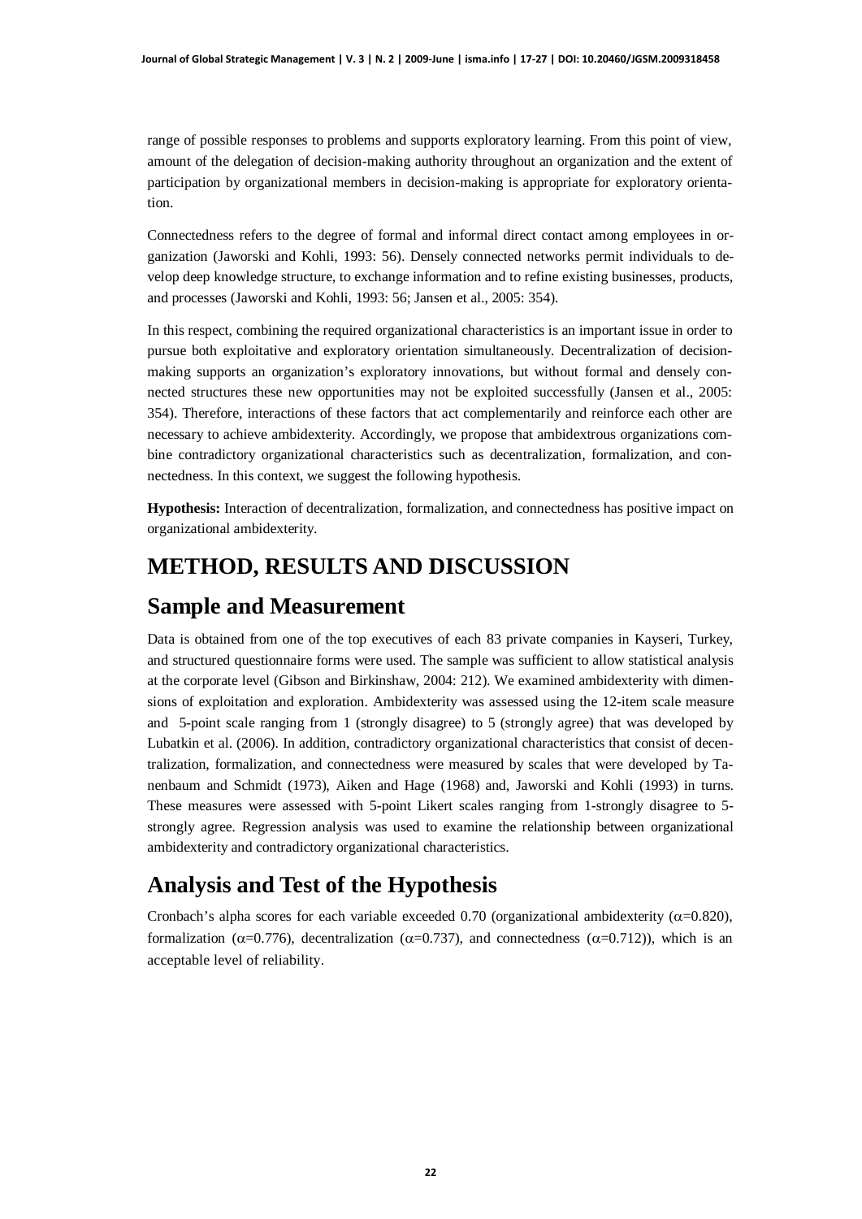range of possible responses to problems and supports exploratory learning. From this point of view, amount of the delegation of decision-making authority throughout an organization and the extent of participation by organizational members in decision-making is appropriate for exploratory orientation.

Connectedness refers to the degree of formal and informal direct contact among employees in organization (Jaworski and Kohli, 1993: 56). Densely connected networks permit individuals to develop deep knowledge structure, to exchange information and to refine existing businesses, products, and processes (Jaworski and Kohli, 1993: 56; Jansen et al., 2005: 354).

In this respect, combining the required organizational characteristics is an important issue in order to pursue both exploitative and exploratory orientation simultaneously. Decentralization of decision-making supports an organization's exploratory innovations, but without formal and densely connected structures these new opportunities may not be exploited successfully (Jansen et al., 2005: 354). Therefore, interactions of these factors that act complementarily and reinforce each other are necessary to achieve ambidexterity. Accordingly, we propose that ambidextrous organizations combine contradictory organizational characteristics such as decentralization, formalization, and connectedness. In this context, we suggest the following hypothesis.

**Hypothesis:** Interaction of decentralization, formalization, and connectedness has positive impact on organizational ambidexterity.

# METHOD, RESULTS AND DISCUSSION

## Sample and Measurement

Data is obtained from one of the top executives of each 83 private companies in Kayseri, Turkey, and structured questionnaire forms were used. The sample was sufficient to allow statistical analysis at the corporate level (Gibson and Birkinshaw, 2004: 212). We examined ambidexterity with dimensions of exploitation and exploration. Ambidexterity was assessed using the 12-item scale measure and 5-point scale ranging from 1 (strongly disagree) to 5 (strongly agree) that was developed by Lubatkin et al. (2006). In addition, contradictory organizational characteristics that consist of decentralization, formalization, and connectedness were measured by scales that were developed by Tanenbaum and Schmidt (1973), Aiken and Hage (1968) and, Jaworski and Kohli (1993) in turns. These measures were assessed with 5-point Likert scales ranging from 1-strongly disagree to 5-strongly agree. Regression analysis was used to examine the relationship between organizational ambidexterity and contradictory organizational characteristics.

## Analysis and Test of the Hypothesis

Cronbach's alpha scores for each variable exceeded 0.70 (organizational ambidexterity ($\alpha$=0.820), formalization ($\alpha$=0.776), decentralization ($\alpha$=0.737), and connectedness ($\alpha$=0.712)), which is an acceptable level of reliability.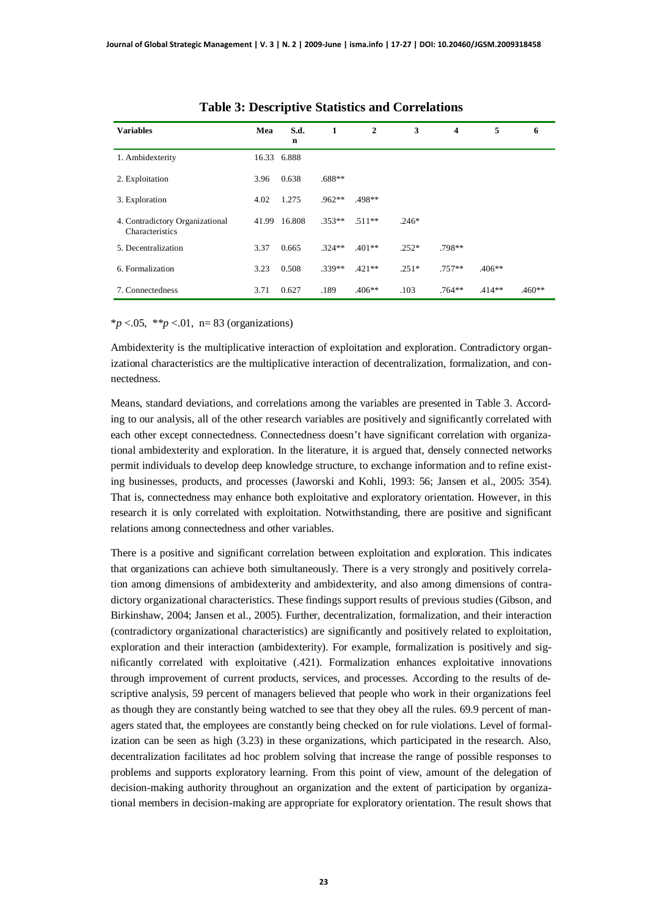**Table 3: Descriptive Statistics and Correlations**

| Variables | Mean | S.d. | 1 | 2 | 3 | 4 | 5 | 6 |
|---|---|---|---|---|---|---|---|---|
| 1. Ambidexterity | 16.33 | 6.888 | | | | | | |
| 2. Exploitation | 3.96 | 0.638 | .688** | | | | | |
| 3. Exploration | 4.02 | 1.275 | .962** | .498** | | | | |
| 4. Contradictory Organizational Characteristics | 41.99 | 16.808 | .353** | .511** | .246* | | | |
| 5. Decentralization | 3.37 | 0.665 | .324** | .401** | .252* | .798** | | |
| 6. Formalization | 3.23 | 0.508 | .339** | .421** | .251* | .757** | .406** | |
| 7. Connectedness | 3.71 | 0.627 | .189 | .406** | .103 | .764** | .414** | .460** |

*$p$ <.05, **$p$ <.01, n= 83 (organizations)

Ambidexterity is the multiplicative interaction of exploitation and exploration. Contradictory organizational characteristics are the multiplicative interaction of decentralization, formalization, and connectedness.

Means, standard deviations, and correlations among the variables are presented in Table 3. According to our analysis, all of the other research variables are positively and significantly correlated with each other except connectedness. Connectedness doesn't have significant correlation with organizational ambidexterity and exploration. In the literature, it is argued that, densely connected networks permit individuals to develop deep knowledge structure, to exchange information and to refine existing businesses, products, and processes (Jaworski and Kohli, 1993: 56; Jansen et al., 2005: 354). That is, connectedness may enhance both exploitative and exploratory orientation. However, in this research it is only correlated with exploitation. Notwithstanding, there are positive and significant relations among connectedness and other variables.

There is a positive and significant correlation between exploitation and exploration. This indicates that organizations can achieve both simultaneously. There is a very strongly and positively correlation among dimensions of ambidexterity and ambidexterity, and also among dimensions of contradictory organizational characteristics. These findings support results of previous studies (Gibson, and Birkinshaw, 2004; Jansen et al., 2005). Further, decentralization, formalization, and their interaction (contradictory organizational characteristics) are significantly and positively related to exploitation, exploration and their interaction (ambidexterity). For example, formalization is positively and significantly correlated with exploitative (.421). Formalization enhances exploitative innovations through improvement of current products, services, and processes. According to the results of descriptive analysis, 59 percent of managers believed that people who work in their organizations feel as though they are constantly being watched to see that they obey all the rules. 69.9 percent of managers stated that, the employees are constantly being checked on for rule violations. Level of formalization can be seen as high (3.23) in these organizations, which participated in the research. Also, decentralization facilitates ad hoc problem solving that increase the range of possible responses to problems and supports exploratory learning. From this point of view, amount of the delegation of decision-making authority throughout an organization and the extent of participation by organizational members in decision-making are appropriate for exploratory orientation. The result shows that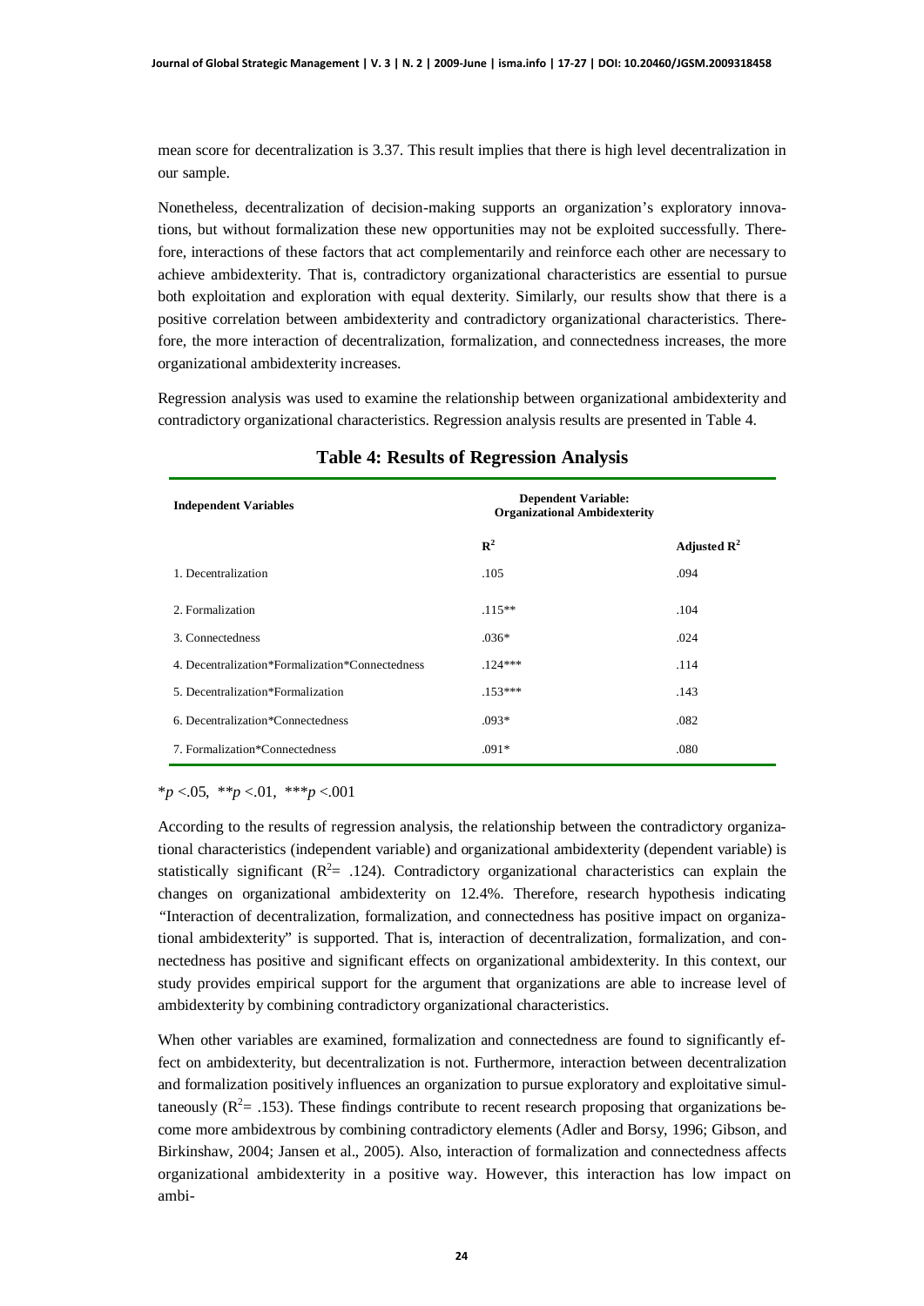mean score for decentralization is 3.37. This result implies that there is high level decentralization in our sample.

Nonetheless, decentralization of decision-making supports an organization's exploratory innovations, but without formalization these new opportunities may not be exploited successfully. Therefore, interactions of these factors that act complementarily and reinforce each other are necessary to achieve ambidexterity. That is, contradictory organizational characteristics are essential to pursue both exploitation and exploration with equal dexterity. Similarly, our results show that there is a positive correlation between ambidexterity and contradictory organizational characteristics. Therefore, the more interaction of decentralization, formalization, and connectedness increases, the more organizational ambidexterity increases.

Regression analysis was used to examine the relationship between organizational ambidexterity and contradictory organizational characteristics. Regression analysis results are presented in Table 4.

**Table 4: Results of Regression Analysis**

| Independent Variables | Dependent Variable: Organizational Ambidexterity | |
|---|---|---|
| | $R^2$ | Adjusted $R^2$ |
| 1. Decentralization | .105 | .094 |
| 2. Formalization | .115** | .104 |
| 3. Connectedness | .036* | .024 |
| 4. Decentralization*Formalization*Connectedness | .124*** | .114 |
| 5. Decentralization*Formalization | .153*** | .143 |
| 6. Decentralization*Connectedness | .093* | .082 |
| 7. Formalization*Connectedness | .091* | .080 |

*$p$ <.05, **$p$ <.01, ***$p$ <.001

According to the results of regression analysis, the relationship between the contradictory organizational characteristics (independent variable) and organizational ambidexterity (dependent variable) is statistically significant ($R^2$= .124). Contradictory organizational characteristics can explain the changes on organizational ambidexterity on 12.4%. Therefore, research hypothesis indicating "Interaction of decentralization, formalization, and connectedness has positive impact on organizational ambidexterity" is supported. That is, interaction of decentralization, formalization, and connectedness has positive and significant effects on organizational ambidexterity. In this context, our study provides empirical support for the argument that organizations are able to increase level of ambidexterity by combining contradictory organizational characteristics.

When other variables are examined, formalization and connectedness are found to significantly effect on ambidexterity, but decentralization is not. Furthermore, interaction between decentralization and formalization positively influences an organization to pursue exploratory and exploitative simultaneously ($R^2$= .153). These findings contribute to recent research proposing that organizations become more ambidextrous by combining contradictory elements (Adler and Borsy, 1996; Gibson, and Birkinshaw, 2004; Jansen et al., 2005). Also, interaction of formalization and connectedness affects organizational ambidexterity in a positive way. However, this interaction has low impact on ambi-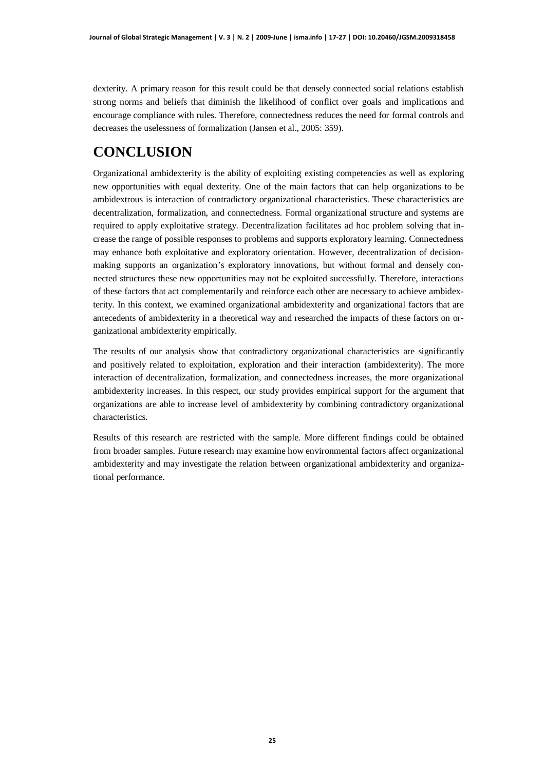dexterity. A primary reason for this result could be that densely connected social relations establish strong norms and beliefs that diminish the likelihood of conflict over goals and implications and encourage compliance with rules. Therefore, connectedness reduces the need for formal controls and decreases the uselessness of formalization (Jansen et al., 2005: 359).

# CONCLUSION

Organizational ambidexterity is the ability of exploiting existing competencies as well as exploring new opportunities with equal dexterity. One of the main factors that can help organizations to be ambidextrous is interaction of contradictory organizational characteristics. These characteristics are decentralization, formalization, and connectedness. Formal organizational structure and systems are required to apply exploitative strategy. Decentralization facilitates ad hoc problem solving that increase the range of possible responses to problems and supports exploratory learning. Connectedness may enhance both exploitative and exploratory orientation. However, decentralization of decision-making supports an organization's exploratory innovations, but without formal and densely connected structures these new opportunities may not be exploited successfully. Therefore, interactions of these factors that act complementarily and reinforce each other are necessary to achieve ambidexterity. In this context, we examined organizational ambidexterity and organizational factors that are antecedents of ambidexterity in a theoretical way and researched the impacts of these factors on organizational ambidexterity empirically.

The results of our analysis show that contradictory organizational characteristics are significantly and positively related to exploitation, exploration and their interaction (ambidexterity). The more interaction of decentralization, formalization, and connectedness increases, the more organizational ambidexterity increases. In this respect, our study provides empirical support for the argument that organizations are able to increase level of ambidexterity by combining contradictory organizational characteristics.

Results of this research are restricted with the sample. More different findings could be obtained from broader samples. Future research may examine how environmental factors affect organizational ambidexterity and may investigate the relation between organizational ambidexterity and organizational performance.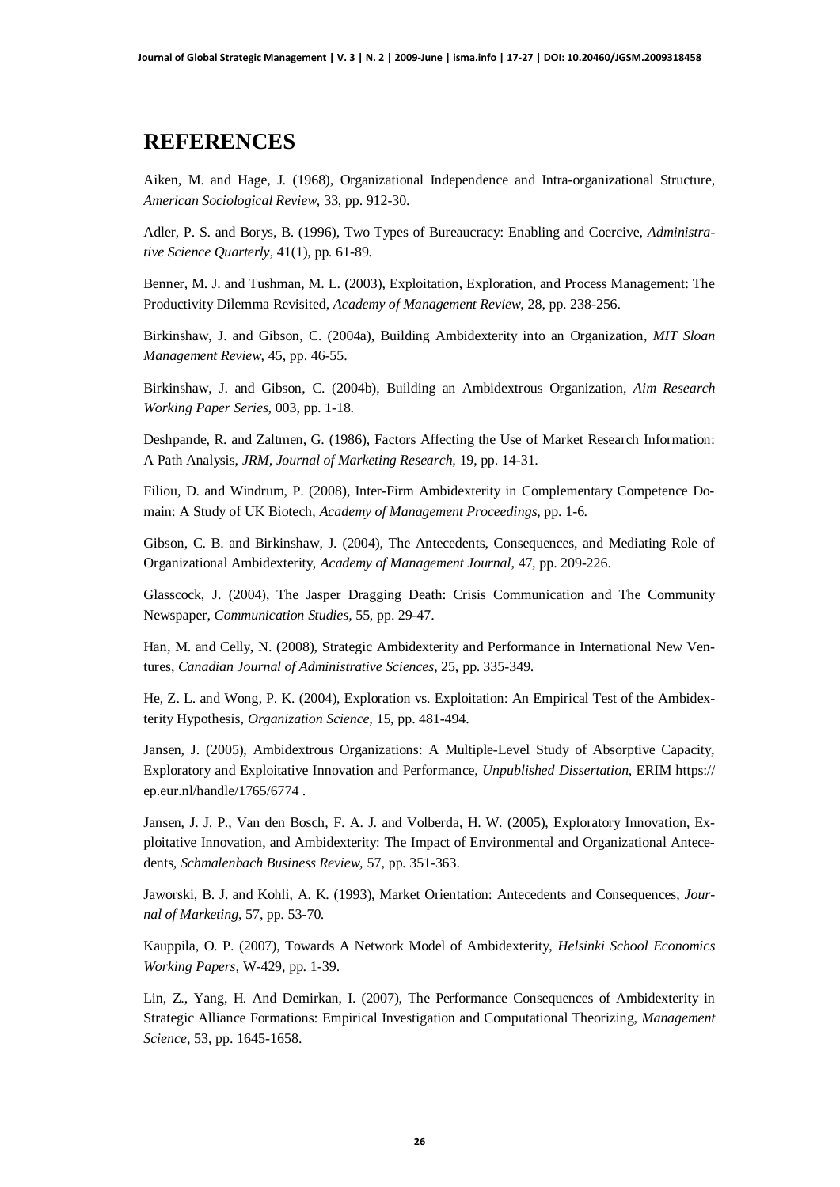## REFERENCES

Aiken, M. and Hage, J. (1968), Organizational Independence and Intra-organizational Structure, *American Sociological Review*, 33, pp. 912-30.

Adler, P. S. and Borys, B. (1996), Two Types of Bureaucracy: Enabling and Coercive, *Administrative Science Quarterly*, 41(1), pp. 61-89.

Benner, M. J. and Tushman, M. L. (2003), Exploitation, Exploration, and Process Management: The Productivity Dilemma Revisited, *Academy of Management Review*, 28, pp. 238-256.

Birkinshaw, J. and Gibson, C. (2004a), Building Ambidexterity into an Organization, *MIT Sloan Management Review*, 45, pp. 46-55.

Birkinshaw, J. and Gibson, C. (2004b), Building an Ambidextrous Organization, *Aim Research Working Paper Series*, 003, pp. 1-18.

Deshpande, R. and Zaltmen, G. (1986), Factors Affecting the Use of Market Research Information: A Path Analysis, *JRM, Journal of Marketing Research*, 19, pp. 14-31.

Filiou, D. and Windrum, P. (2008), Inter-Firm Ambidexterity in Complementary Competence Domain: A Study of UK Biotech, *Academy of Management Proceedings*, pp. 1-6.

Gibson, C. B. and Birkinshaw, J. (2004), The Antecedents, Consequences, and Mediating Role of Organizational Ambidexterity, *Academy of Management Journal*, 47, pp. 209-226.

Glasscock, J. (2004), The Jasper Dragging Death: Crisis Communication and The Community Newspaper, *Communication Studies*, 55, pp. 29-47.

Han, M. and Celly, N. (2008), Strategic Ambidexterity and Performance in International New Ventures, *Canadian Journal of Administrative Sciences*, 25, pp. 335-349.

He, Z. L. and Wong, P. K. (2004), Exploration vs. Exploitation: An Empirical Test of the Ambidexterity Hypothesis, *Organization Science*, 15, pp. 481-494.

Jansen, J. (2005), Ambidextrous Organizations: A Multiple-Level Study of Absorptive Capacity, Exploratory and Exploitative Innovation and Performance, *Unpublished Dissertation*, ERIM https://ep.eur.nl/handle/1765/6774 .

Jansen, J. J. P., Van den Bosch, F. A. J. and Volberda, H. W. (2005), Exploratory Innovation, Exploitative Innovation, and Ambidexterity: The Impact of Environmental and Organizational Antecedents, *Schmalenbach Business Review*, 57, pp. 351-363.

Jaworski, B. J. and Kohli, A. K. (1993), Market Orientation: Antecedents and Consequences, *Journal of Marketing*, 57, pp. 53-70.

Kauppila, O. P. (2007), Towards A Network Model of Ambidexterity, *Helsinki School Economics Working Papers*, W-429, pp. 1-39.

Lin, Z., Yang, H. And Demirkan, I. (2007), The Performance Consequences of Ambidexterity in Strategic Alliance Formations: Empirical Investigation and Computational Theorizing, *Management Science*, 53, pp. 1645-1658.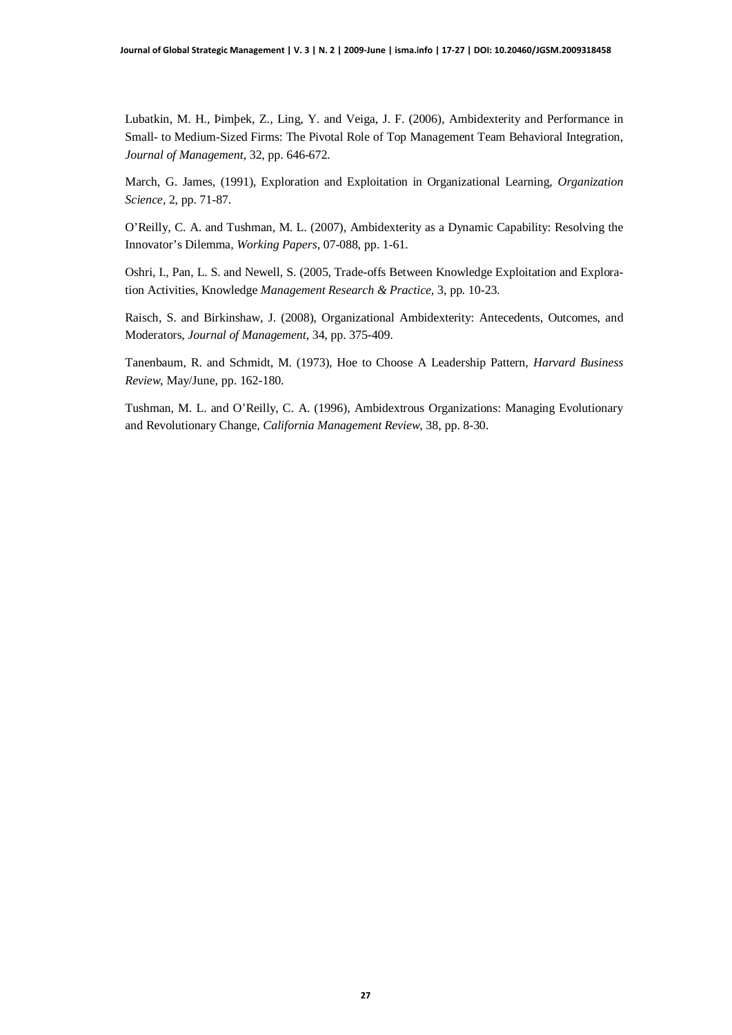Lubatkin, M. H., Þimþek, Z., Ling, Y. and Veiga, J. F. (2006), Ambidexterity and Performance in Small- to Medium-Sized Firms: The Pivotal Role of Top Management Team Behavioral Integration, *Journal of Management*, 32, pp. 646-672.

March, G. James, (1991), Exploration and Exploitation in Organizational Learning, *Organization Science*, 2, pp. 71-87.

O'Reilly, C. A. and Tushman, M. L. (2007), Ambidexterity as a Dynamic Capability: Resolving the Innovator's Dilemma, *Working Papers*, 07-088, pp. 1-61.

Oshri, I., Pan, L. S. and Newell, S. (2005, Trade-offs Between Knowledge Exploitation and Exploration Activities, Knowledge *Management Research & Practice*, 3, pp. 10-23.

Raisch, S. and Birkinshaw, J. (2008), Organizational Ambidexterity: Antecedents, Outcomes, and Moderators, *Journal of Management*, 34, pp. 375-409.

Tanenbaum, R. and Schmidt, M. (1973), Hoe to Choose A Leadership Pattern, *Harvard Business Review*, May/June, pp. 162-180.

Tushman, M. L. and O'Reilly, C. A. (1996), Ambidextrous Organizations: Managing Evolutionary and Revolutionary Change, *California Management Review*, 38, pp. 8-30.